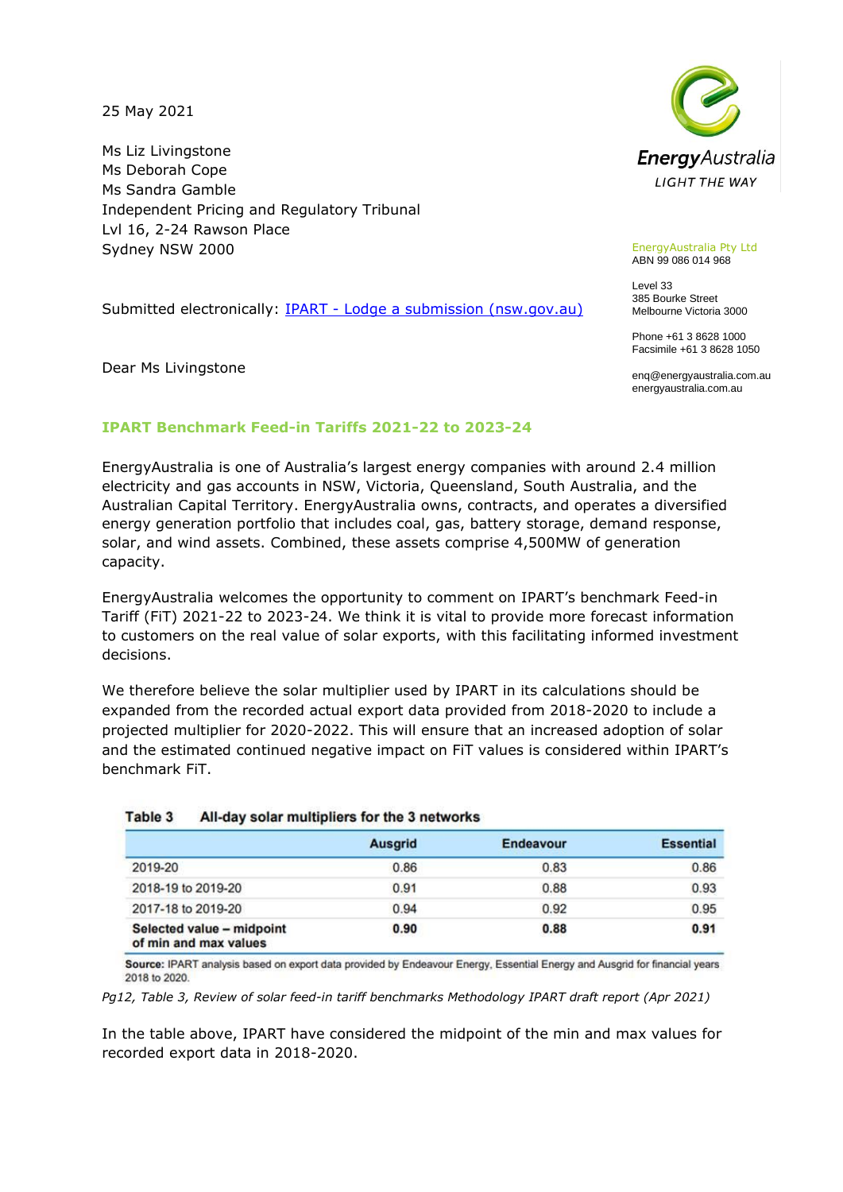25 May 2021

Ms Liz Livingstone
Ms Deborah Cope
Ms Sandra Gamble
Independent Pricing and Regulatory Tribunal
Lvl 16, 2-24 Rawson Place
Sydney NSW 2000

EnergyAustralia
LIGHT THE WAY

EnergyAustralia Pty Ltd
ABN 99 086 014 968

Level 33
385 Bourke Street
Melbourne Victoria 3000

Phone +61 3 8628 1000
Facsimile +61 3 8628 1050

enq@energyaustralia.com.au
energyaustralia.com.au

Submitted electronically: [IPART - Lodge a submission (nsw.gov.au)]

Dear Ms Livingstone

## IPART Benchmark Feed-in Tariffs 2021-22 to 2023-24

EnergyAustralia is one of Australia's largest energy companies with around 2.4 million electricity and gas accounts in NSW, Victoria, Queensland, South Australia, and the Australian Capital Territory. EnergyAustralia owns, contracts, and operates a diversified energy generation portfolio that includes coal, gas, battery storage, demand response, solar, and wind assets. Combined, these assets comprise 4,500MW of generation capacity.

EnergyAustralia welcomes the opportunity to comment on IPART's benchmark Feed-in Tariff (FiT) 2021-22 to 2023-24. We think it is vital to provide more forecast information to customers on the real value of solar exports, with this facilitating informed investment decisions.

We therefore believe the solar multiplier used by IPART in its calculations should be expanded from the recorded actual export data provided from 2018-2020 to include a projected multiplier for 2020-2022. This will ensure that an increased adoption of solar and the estimated continued negative impact on FiT values is considered within IPART's benchmark FiT.

**Table 3 All-day solar multipliers for the 3 networks**

| | Ausgrid | Endeavour | Essential |
|---|---|---|---|
| 2019-20 | 0.86 | 0.83 | 0.86 |
| 2018-19 to 2019-20 | 0.91 | 0.88 | 0.93 |
| 2017-18 to 2019-20 | 0.94 | 0.92 | 0.95 |
| **Selected value – midpoint of min and max values** | **0.90** | **0.88** | **0.91** |

**Source:** IPART analysis based on export data provided by Endeavour Energy, Essential Energy and Ausgrid for financial years 2018 to 2020.

*Pg12, Table 3, Review of solar feed-in tariff benchmarks Methodology IPART draft report (Apr 2021)*

In the table above, IPART have considered the midpoint of the min and max values for recorded export data in 2018-2020.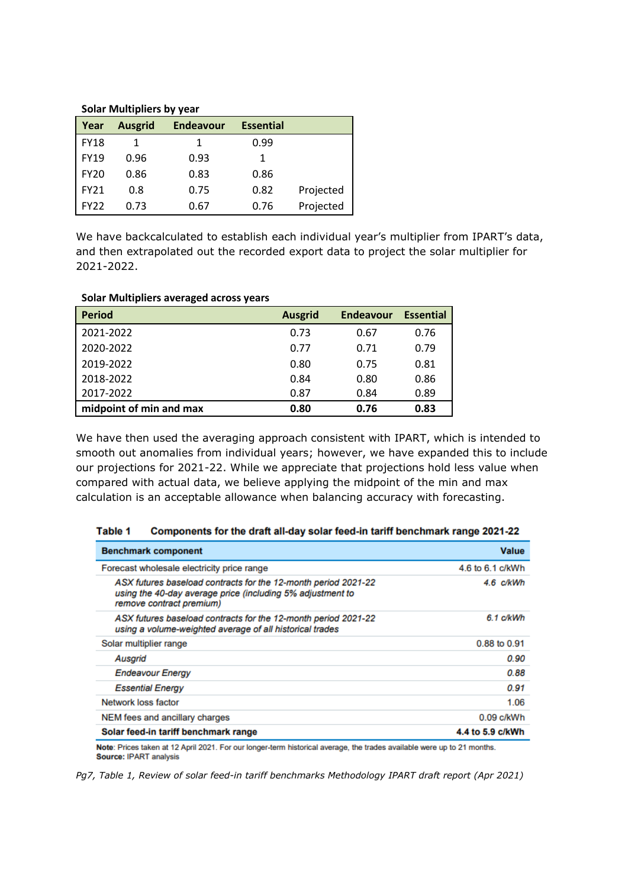**Solar Multipliers by year**

| Year | Ausgrid | Endeavour | Essential | |
|---|---|---|---|---|
| FY18 | 1 | 1 | 0.99 | |
| FY19 | 0.96 | 0.93 | 1 | |
| FY20 | 0.86 | 0.83 | 0.86 | |
| FY21 | 0.8 | 0.75 | 0.82 | Projected |
| FY22 | 0.73 | 0.67 | 0.76 | Projected |

We have backcalculated to establish each individual year's multiplier from IPART's data, and then extrapolated out the recorded export data to project the solar multiplier for 2021-2022.

**Solar Multipliers averaged across years**

| Period | Ausgrid | Endeavour | Essential |
|---|---|---|---|
| 2021-2022 | 0.73 | 0.67 | 0.76 |
| 2020-2022 | 0.77 | 0.71 | 0.79 |
| 2019-2022 | 0.80 | 0.75 | 0.81 |
| 2018-2022 | 0.84 | 0.80 | 0.86 |
| 2017-2022 | 0.87 | 0.84 | 0.89 |
| **midpoint of min and max** | **0.80** | **0.76** | **0.83** |

We have then used the averaging approach consistent with IPART, which is intended to smooth out anomalies from individual years; however, we have expanded this to include our projections for 2021-22. While we appreciate that projections hold less value when compared with actual data, we believe applying the midpoint of the min and max calculation is an acceptable allowance when balancing accuracy with forecasting.

**Table 1 Components for the draft all-day solar feed-in tariff benchmark range 2021-22**

| Benchmark component | Value |
|---|---|
| Forecast wholesale electricity price range | 4.6 to 6.1 c/kWh |
| *ASX futures baseload contracts for the 12-month period 2021-22 using the 40-day average price (including 5% adjustment to remove contract premium)* | *4.6 c/kWh* |
| *ASX futures baseload contracts for the 12-month period 2021-22 using a volume-weighted average of all historical trades* | *6.1 c/kWh* |
| Solar multiplier range | 0.88 to 0.91 |
| *Ausgrid* | *0.90* |
| *Endeavour Energy* | *0.88* |
| *Essential Energy* | *0.91* |
| Network loss factor | 1.06 |
| NEM fees and ancillary charges | 0.09 c/kWh |
| **Solar feed-in tariff benchmark range** | **4.4 to 5.9 c/kWh** |

**Note:** Prices taken at 12 April 2021. For our longer-term historical average, the trades available were up to 21 months.
**Source:** IPART analysis

*Pg7, Table 1, Review of solar feed-in tariff benchmarks Methodology IPART draft report (Apr 2021)*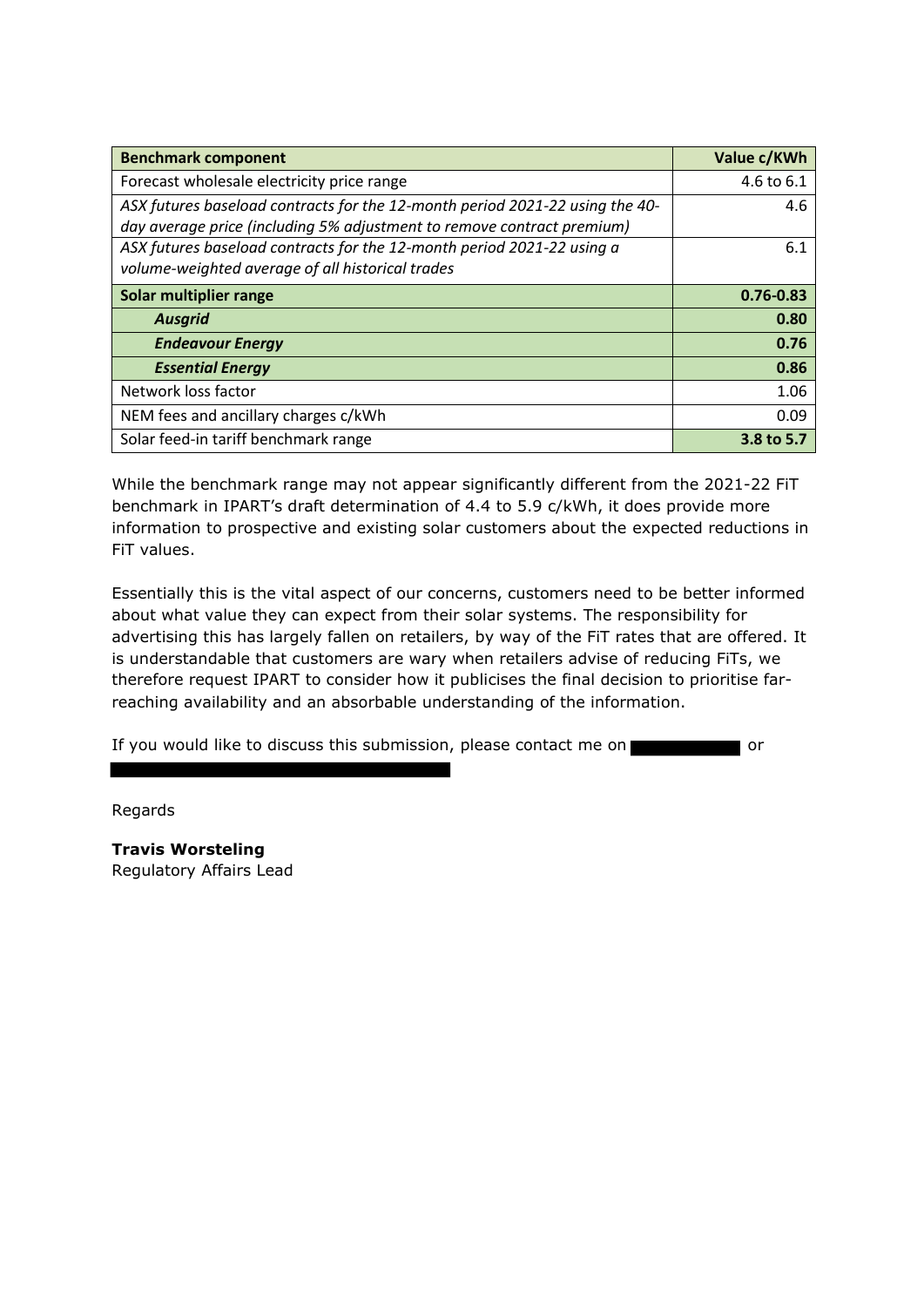| Benchmark component | Value c/KWh |
| --- | --- |
| Forecast wholesale electricity price range | 4.6 to 6.1 |
| *ASX futures baseload contracts for the 12-month period 2021-22 using the 40-day average price (including 5% adjustment to remove contract premium)* | 4.6 |
| *ASX futures baseload contracts for the 12-month period 2021-22 using a volume-weighted average of all historical trades* | 6.1 |
| **Solar multiplier range** | **0.76-0.83** |
| ***Ausgrid*** | **0.80** |
| ***Endeavour Energy*** | **0.76** |
| ***Essential Energy*** | **0.86** |
| Network loss factor | 1.06 |
| NEM fees and ancillary charges c/kWh | 0.09 |
| Solar feed-in tariff benchmark range | **3.8 to 5.7** |

While the benchmark range may not appear significantly different from the 2021-22 FiT benchmark in IPART's draft determination of 4.4 to 5.9 c/kWh, it does provide more information to prospective and existing solar customers about the expected reductions in FiT values.

Essentially this is the vital aspect of our concerns, customers need to be better informed about what value they can expect from their solar systems. The responsibility for advertising this has largely fallen on retailers, by way of the FiT rates that are offered. It is understandable that customers are wary when retailers advise of reducing FiTs, we therefore request IPART to consider how it publicises the final decision to prioritise far-reaching availability and an absorbable understanding of the information.

If you would like to discuss this submission, please contact me on [redacted] or [redacted]

Regards

**Travis Worsteling**
Regulatory Affairs Lead